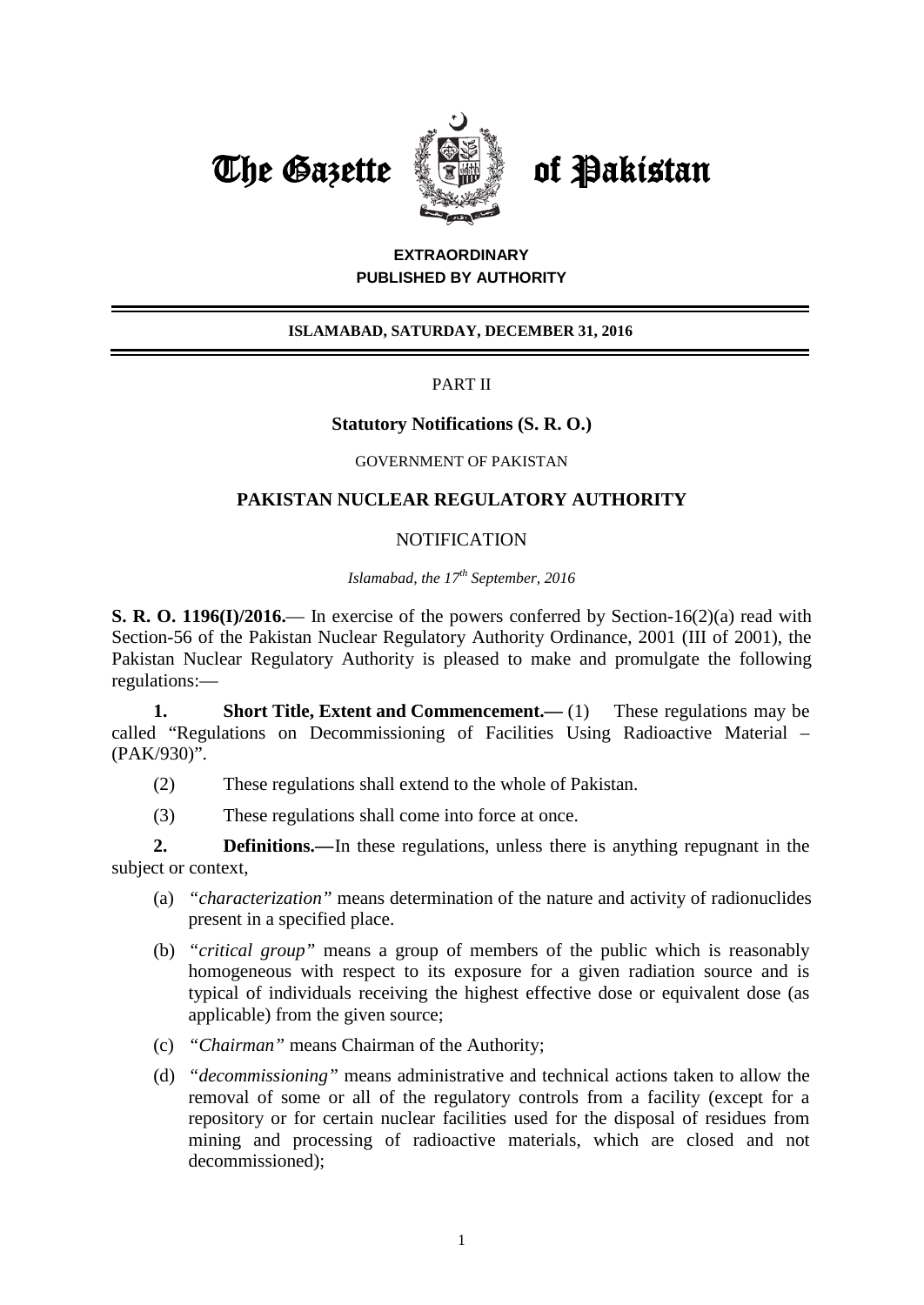# The Gazette of Pakistan

**EXTRAORDINARY**
**PUBLISHED BY AUTHORITY**

**ISLAMABAD, SATURDAY, DECEMBER 31, 2016**

PART II

**Statutory Notifications (S. R. O.)**

GOVERNMENT OF PAKISTAN

## PAKISTAN NUCLEAR REGULATORY AUTHORITY

NOTIFICATION

*Islamabad, the 17th September, 2016*

**S. R. O. 1196(I)/2016.**— In exercise of the powers conferred by Section-16(2)(a) read with Section-56 of the Pakistan Nuclear Regulatory Authority Ordinance, 2001 (III of 2001), the Pakistan Nuclear Regulatory Authority is pleased to make and promulgate the following regulations:—

**1. Short Title, Extent and Commencement.—** (1) These regulations may be called "Regulations on Decommissioning of Facilities Using Radioactive Material – (PAK/930)".

(2) These regulations shall extend to the whole of Pakistan.

(3) These regulations shall come into force at once.

**2. Definitions.—**In these regulations, unless there is anything repugnant in the subject or context,

(a) *"characterization"* means determination of the nature and activity of radionuclides present in a specified place.

(b) *"critical group"* means a group of members of the public which is reasonably homogeneous with respect to its exposure for a given radiation source and is typical of individuals receiving the highest effective dose or equivalent dose (as applicable) from the given source;

(c) *"Chairman"* means Chairman of the Authority;

(d) *"decommissioning"* means administrative and technical actions taken to allow the removal of some or all of the regulatory controls from a facility (except for a repository or for certain nuclear facilities used for the disposal of residues from mining and processing of radioactive materials, which are closed and not decommissioned);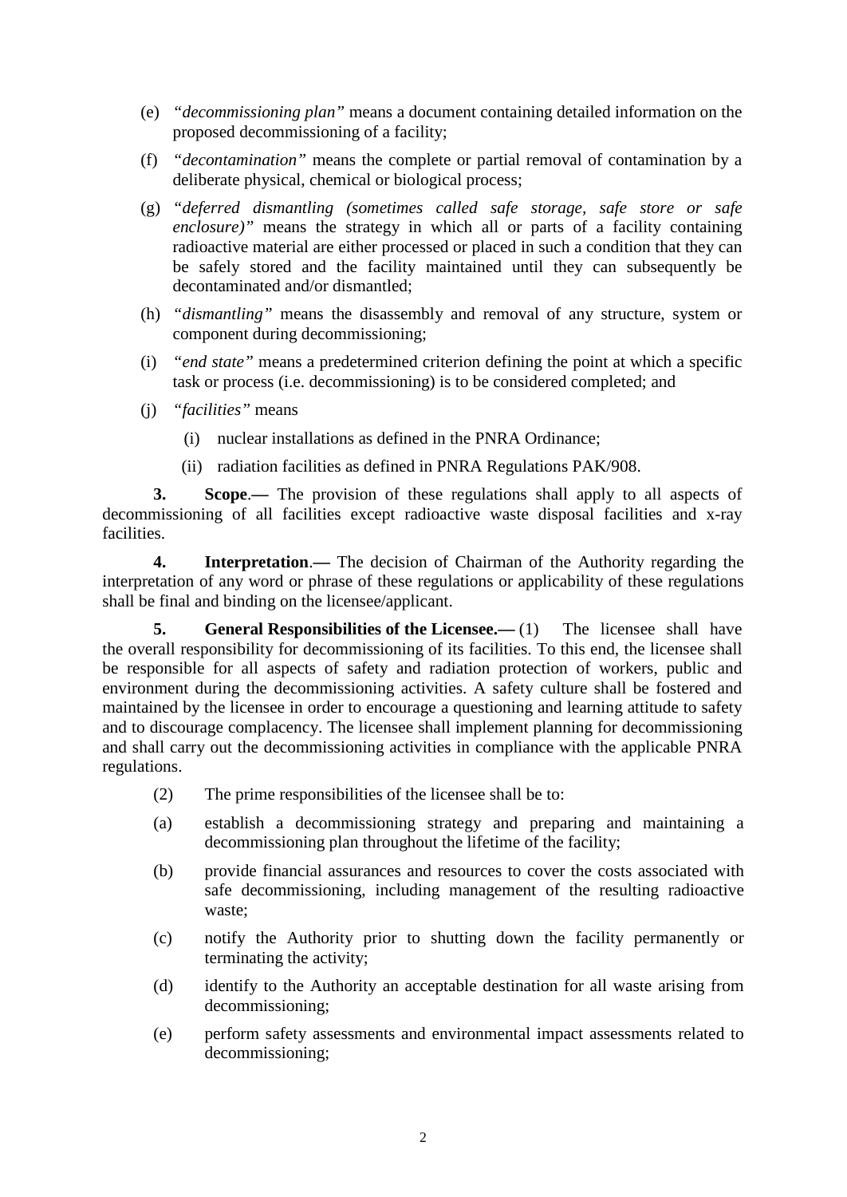(e) *"decommissioning plan"* means a document containing detailed information on the proposed decommissioning of a facility;

(f) *"decontamination"* means the complete or partial removal of contamination by a deliberate physical, chemical or biological process;

(g) *"deferred dismantling (sometimes called safe storage, safe store or safe enclosure)"* means the strategy in which all or parts of a facility containing radioactive material are either processed or placed in such a condition that they can be safely stored and the facility maintained until they can subsequently be decontaminated and/or dismantled;

(h) *"dismantling"* means the disassembly and removal of any structure, system or component during decommissioning;

(i) *"end state"* means a predetermined criterion defining the point at which a specific task or process (i.e. decommissioning) is to be considered completed; and

(j) *"facilities"* means

  (i) nuclear installations as defined in the PNRA Ordinance;

  (ii) radiation facilities as defined in PNRA Regulations PAK/908.

**3. Scope**.**—** The provision of these regulations shall apply to all aspects of decommissioning of all facilities except radioactive waste disposal facilities and x-ray facilities.

**4. Interpretation**.**—** The decision of Chairman of the Authority regarding the interpretation of any word or phrase of these regulations or applicability of these regulations shall be final and binding on the licensee/applicant.

**5. General Responsibilities of the Licensee.—** (1) The licensee shall have the overall responsibility for decommissioning of its facilities. To this end, the licensee shall be responsible for all aspects of safety and radiation protection of workers, public and environment during the decommissioning activities. A safety culture shall be fostered and maintained by the licensee in order to encourage a questioning and learning attitude to safety and to discourage complacency. The licensee shall implement planning for decommissioning and shall carry out the decommissioning activities in compliance with the applicable PNRA regulations.

(2) The prime responsibilities of the licensee shall be to:

(a) establish a decommissioning strategy and preparing and maintaining a decommissioning plan throughout the lifetime of the facility;

(b) provide financial assurances and resources to cover the costs associated with safe decommissioning, including management of the resulting radioactive waste;

(c) notify the Authority prior to shutting down the facility permanently or terminating the activity;

(d) identify to the Authority an acceptable destination for all waste arising from decommissioning;

(e) perform safety assessments and environmental impact assessments related to decommissioning;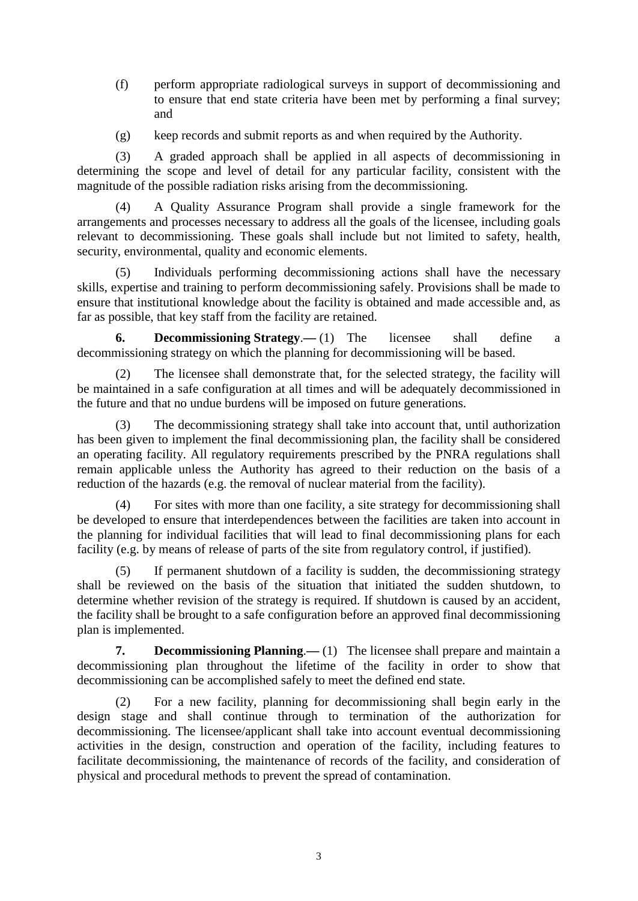(f) perform appropriate radiological surveys in support of decommissioning and to ensure that end state criteria have been met by performing a final survey; and

(g) keep records and submit reports as and when required by the Authority.

(3) A graded approach shall be applied in all aspects of decommissioning in determining the scope and level of detail for any particular facility, consistent with the magnitude of the possible radiation risks arising from the decommissioning.

(4) A Quality Assurance Program shall provide a single framework for the arrangements and processes necessary to address all the goals of the licensee, including goals relevant to decommissioning. These goals shall include but not limited to safety, health, security, environmental, quality and economic elements.

(5) Individuals performing decommissioning actions shall have the necessary skills, expertise and training to perform decommissioning safely. Provisions shall be made to ensure that institutional knowledge about the facility is obtained and made accessible and, as far as possible, that key staff from the facility are retained.

**6. Decommissioning Strategy**.**—** (1) The licensee shall define a decommissioning strategy on which the planning for decommissioning will be based.

(2) The licensee shall demonstrate that, for the selected strategy, the facility will be maintained in a safe configuration at all times and will be adequately decommissioned in the future and that no undue burdens will be imposed on future generations.

(3) The decommissioning strategy shall take into account that, until authorization has been given to implement the final decommissioning plan, the facility shall be considered an operating facility. All regulatory requirements prescribed by the PNRA regulations shall remain applicable unless the Authority has agreed to their reduction on the basis of a reduction of the hazards (e.g. the removal of nuclear material from the facility).

(4) For sites with more than one facility, a site strategy for decommissioning shall be developed to ensure that interdependences between the facilities are taken into account in the planning for individual facilities that will lead to final decommissioning plans for each facility (e.g. by means of release of parts of the site from regulatory control, if justified).

(5) If permanent shutdown of a facility is sudden, the decommissioning strategy shall be reviewed on the basis of the situation that initiated the sudden shutdown, to determine whether revision of the strategy is required. If shutdown is caused by an accident, the facility shall be brought to a safe configuration before an approved final decommissioning plan is implemented.

**7. Decommissioning Planning**.**—** (1) The licensee shall prepare and maintain a decommissioning plan throughout the lifetime of the facility in order to show that decommissioning can be accomplished safely to meet the defined end state.

(2) For a new facility, planning for decommissioning shall begin early in the design stage and shall continue through to termination of the authorization for decommissioning. The licensee/applicant shall take into account eventual decommissioning activities in the design, construction and operation of the facility, including features to facilitate decommissioning, the maintenance of records of the facility, and consideration of physical and procedural methods to prevent the spread of contamination.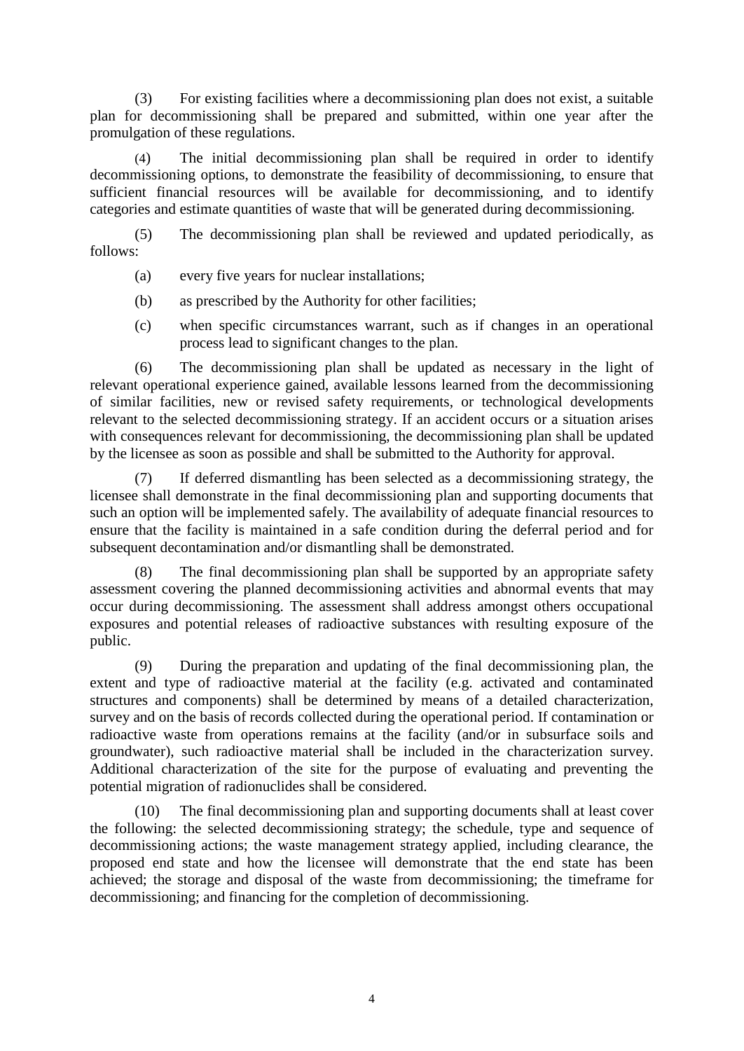(3) For existing facilities where a decommissioning plan does not exist, a suitable plan for decommissioning shall be prepared and submitted, within one year after the promulgation of these regulations.

(4) The initial decommissioning plan shall be required in order to identify decommissioning options, to demonstrate the feasibility of decommissioning, to ensure that sufficient financial resources will be available for decommissioning, and to identify categories and estimate quantities of waste that will be generated during decommissioning.

(5) The decommissioning plan shall be reviewed and updated periodically, as follows:

(a) every five years for nuclear installations;

(b) as prescribed by the Authority for other facilities;

(c) when specific circumstances warrant, such as if changes in an operational process lead to significant changes to the plan.

(6) The decommissioning plan shall be updated as necessary in the light of relevant operational experience gained, available lessons learned from the decommissioning of similar facilities, new or revised safety requirements, or technological developments relevant to the selected decommissioning strategy. If an accident occurs or a situation arises with consequences relevant for decommissioning, the decommissioning plan shall be updated by the licensee as soon as possible and shall be submitted to the Authority for approval.

(7) If deferred dismantling has been selected as a decommissioning strategy, the licensee shall demonstrate in the final decommissioning plan and supporting documents that such an option will be implemented safely. The availability of adequate financial resources to ensure that the facility is maintained in a safe condition during the deferral period and for subsequent decontamination and/or dismantling shall be demonstrated.

(8) The final decommissioning plan shall be supported by an appropriate safety assessment covering the planned decommissioning activities and abnormal events that may occur during decommissioning. The assessment shall address amongst others occupational exposures and potential releases of radioactive substances with resulting exposure of the public.

(9) During the preparation and updating of the final decommissioning plan, the extent and type of radioactive material at the facility (e.g. activated and contaminated structures and components) shall be determined by means of a detailed characterization, survey and on the basis of records collected during the operational period. If contamination or radioactive waste from operations remains at the facility (and/or in subsurface soils and groundwater), such radioactive material shall be included in the characterization survey. Additional characterization of the site for the purpose of evaluating and preventing the potential migration of radionuclides shall be considered.

(10) The final decommissioning plan and supporting documents shall at least cover the following: the selected decommissioning strategy; the schedule, type and sequence of decommissioning actions; the waste management strategy applied, including clearance, the proposed end state and how the licensee will demonstrate that the end state has been achieved; the storage and disposal of the waste from decommissioning; the timeframe for decommissioning; and financing for the completion of decommissioning.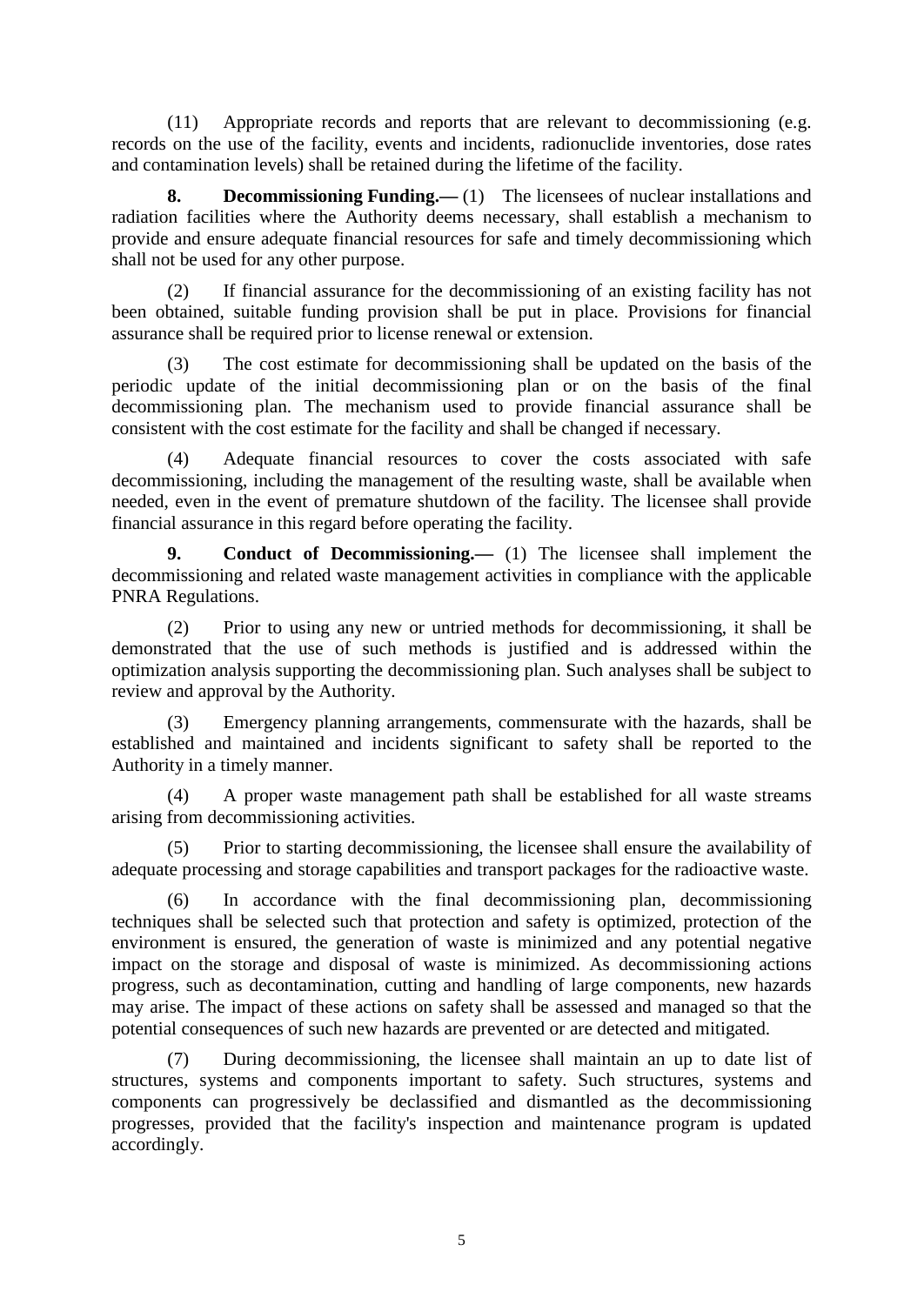(11) Appropriate records and reports that are relevant to decommissioning (e.g. records on the use of the facility, events and incidents, radionuclide inventories, dose rates and contamination levels) shall be retained during the lifetime of the facility.

**8. Decommissioning Funding.—** (1) The licensees of nuclear installations and radiation facilities where the Authority deems necessary, shall establish a mechanism to provide and ensure adequate financial resources for safe and timely decommissioning which shall not be used for any other purpose.

(2) If financial assurance for the decommissioning of an existing facility has not been obtained, suitable funding provision shall be put in place. Provisions for financial assurance shall be required prior to license renewal or extension.

(3) The cost estimate for decommissioning shall be updated on the basis of the periodic update of the initial decommissioning plan or on the basis of the final decommissioning plan. The mechanism used to provide financial assurance shall be consistent with the cost estimate for the facility and shall be changed if necessary.

(4) Adequate financial resources to cover the costs associated with safe decommissioning, including the management of the resulting waste, shall be available when needed, even in the event of premature shutdown of the facility. The licensee shall provide financial assurance in this regard before operating the facility.

**9. Conduct of Decommissioning.—** (1) The licensee shall implement the decommissioning and related waste management activities in compliance with the applicable PNRA Regulations.

(2) Prior to using any new or untried methods for decommissioning, it shall be demonstrated that the use of such methods is justified and is addressed within the optimization analysis supporting the decommissioning plan. Such analyses shall be subject to review and approval by the Authority.

(3) Emergency planning arrangements, commensurate with the hazards, shall be established and maintained and incidents significant to safety shall be reported to the Authority in a timely manner.

(4) A proper waste management path shall be established for all waste streams arising from decommissioning activities.

(5) Prior to starting decommissioning, the licensee shall ensure the availability of adequate processing and storage capabilities and transport packages for the radioactive waste.

(6) In accordance with the final decommissioning plan, decommissioning techniques shall be selected such that protection and safety is optimized, protection of the environment is ensured, the generation of waste is minimized and any potential negative impact on the storage and disposal of waste is minimized. As decommissioning actions progress, such as decontamination, cutting and handling of large components, new hazards may arise. The impact of these actions on safety shall be assessed and managed so that the potential consequences of such new hazards are prevented or are detected and mitigated.

(7) During decommissioning, the licensee shall maintain an up to date list of structures, systems and components important to safety. Such structures, systems and components can progressively be declassified and dismantled as the decommissioning progresses, provided that the facility's inspection and maintenance program is updated accordingly.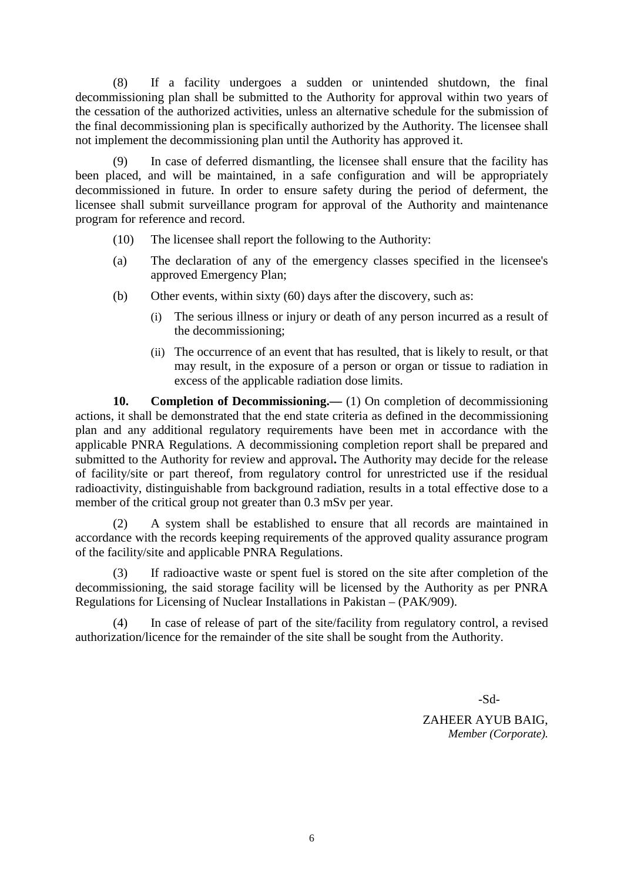(8) If a facility undergoes a sudden or unintended shutdown, the final decommissioning plan shall be submitted to the Authority for approval within two years of the cessation of the authorized activities, unless an alternative schedule for the submission of the final decommissioning plan is specifically authorized by the Authority. The licensee shall not implement the decommissioning plan until the Authority has approved it.

(9) In case of deferred dismantling, the licensee shall ensure that the facility has been placed, and will be maintained, in a safe configuration and will be appropriately decommissioned in future. In order to ensure safety during the period of deferment, the licensee shall submit surveillance program for approval of the Authority and maintenance program for reference and record.

(10) The licensee shall report the following to the Authority:

(a) The declaration of any of the emergency classes specified in the licensee's approved Emergency Plan;

(b) Other events, within sixty (60) days after the discovery, such as:

   (i) The serious illness or injury or death of any person incurred as a result of the decommissioning;

   (ii) The occurrence of an event that has resulted, that is likely to result, or that may result, in the exposure of a person or organ or tissue to radiation in excess of the applicable radiation dose limits.

**10. Completion of Decommissioning.—** (1) On completion of decommissioning actions, it shall be demonstrated that the end state criteria as defined in the decommissioning plan and any additional regulatory requirements have been met in accordance with the applicable PNRA Regulations. A decommissioning completion report shall be prepared and submitted to the Authority for review and approval**.** The Authority may decide for the release of facility/site or part thereof, from regulatory control for unrestricted use if the residual radioactivity, distinguishable from background radiation, results in a total effective dose to a member of the critical group not greater than 0.3 mSv per year.

(2) A system shall be established to ensure that all records are maintained in accordance with the records keeping requirements of the approved quality assurance program of the facility/site and applicable PNRA Regulations.

(3) If radioactive waste or spent fuel is stored on the site after completion of the decommissioning, the said storage facility will be licensed by the Authority as per PNRA Regulations for Licensing of Nuclear Installations in Pakistan – (PAK/909).

(4) In case of release of part of the site/facility from regulatory control, a revised authorization/licence for the remainder of the site shall be sought from the Authority.

-Sd-

ZAHEER AYUB BAIG,
*Member (Corporate).*